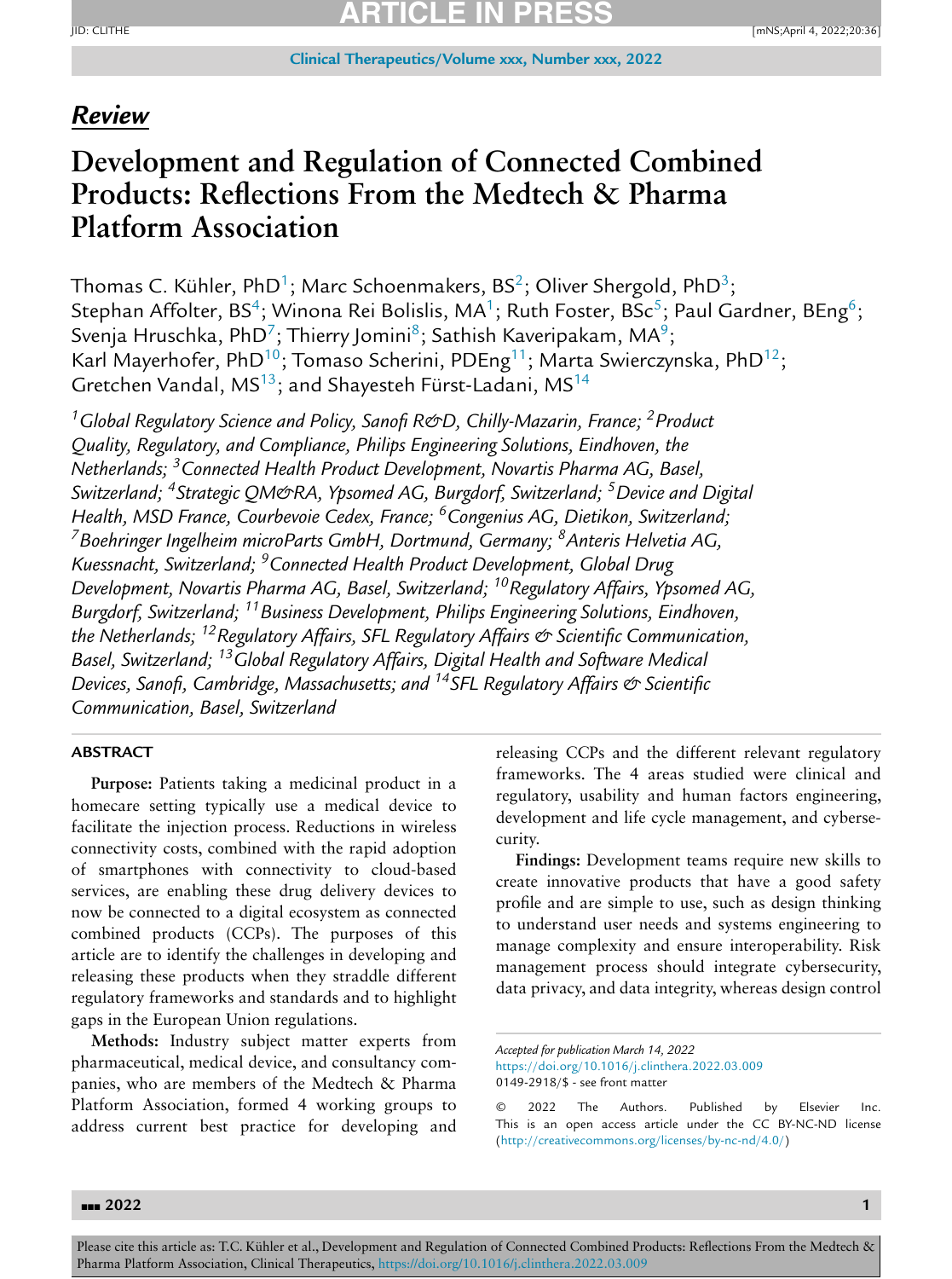## *Review*

# Development and Regulation of Connected Combined Products: Reflections From the Medtech & Pharma Platform Association

Thomas C. Kühler, PhD[1]; Marc Schoenmakers, BS[2]; Oliver Shergold, PhD[3]; Stephan Affolter, BS[4]; Winona Rei Bolislis, MA[1]; Ruth Foster, BSc[5]; Paul Gardner, BEng[6]; Svenja Hruschka, PhD[7]; Thierry Jomini[8]; Sathish Kaveripakam, MA[9]; Karl Mayerhofer, PhD[10]; Tomaso Scherini, PDEng[11]; Marta Swierczynska, PhD[12]; Gretchen Vandal, MS[13]; and Shayesteh Fürst-Ladani, MS[14]

*[1]Global Regulatory Science and Policy, Sanofi R&D, Chilly-Mazarin, France; [2]Product Quality, Regulatory, and Compliance, Philips Engineering Solutions, Eindhoven, the Netherlands; [3]Connected Health Product Development, Novartis Pharma AG, Basel, Switzerland; [4]Strategic QM&RA, Ypsomed AG, Burgdorf, Switzerland; [5]Device and Digital Health, MSD France, Courbevoie Cedex, France; [6]Congenius AG, Dietikon, Switzerland; [7]Boehringer Ingelheim microParts GmbH, Dortmund, Germany; [8]Anteris Helvetia AG, Kuessnacht, Switzerland; [9]Connected Health Product Development, Global Drug Development, Novartis Pharma AG, Basel, Switzerland; [10]Regulatory Affairs, Ypsomed AG, Burgdorf, Switzerland; [11]Business Development, Philips Engineering Solutions, Eindhoven, the Netherlands; [12]Regulatory Affairs, SFL Regulatory Affairs & Scientific Communication, Basel, Switzerland; [13]Global Regulatory Affairs, Digital Health and Software Medical Devices, Sanofi, Cambridge, Massachusetts; and [14]SFL Regulatory Affairs & Scientific Communication, Basel, Switzerland*

## ABSTRACT

**Purpose:** Patients taking a medicinal product in a homecare setting typically use a medical device to facilitate the injection process. Reductions in wireless connectivity costs, combined with the rapid adoption of smartphones with connectivity to cloud-based services, are enabling these drug delivery devices to now be connected to a digital ecosystem as connected combined products (CCPs). The purposes of this article are to identify the challenges in developing and releasing these products when they straddle different regulatory frameworks and standards and to highlight gaps in the European Union regulations.

**Methods:** Industry subject matter experts from pharmaceutical, medical device, and consultancy companies, who are members of the Medtech & Pharma Platform Association, formed 4 working groups to address current best practice for developing and releasing CCPs and the different relevant regulatory frameworks. The 4 areas studied were clinical and regulatory, usability and human factors engineering, development and life cycle management, and cybersecurity.

**Findings:** Development teams require new skills to create innovative products that have a good safety profile and are simple to use, such as design thinking to understand user needs and systems engineering to manage complexity and ensure interoperability. Risk management process should integrate cybersecurity, data privacy, and data integrity, whereas design control

*Accepted for publication March 14, 2022*
https://doi.org/10.1016/j.clinthera.2022.03.009
0149-2918/$ - see front matter

© 2022 The Authors. Published by Elsevier Inc. This is an open access article under the CC BY-NC-ND license (http://creativecommons.org/licenses/by-nc-nd/4.0/)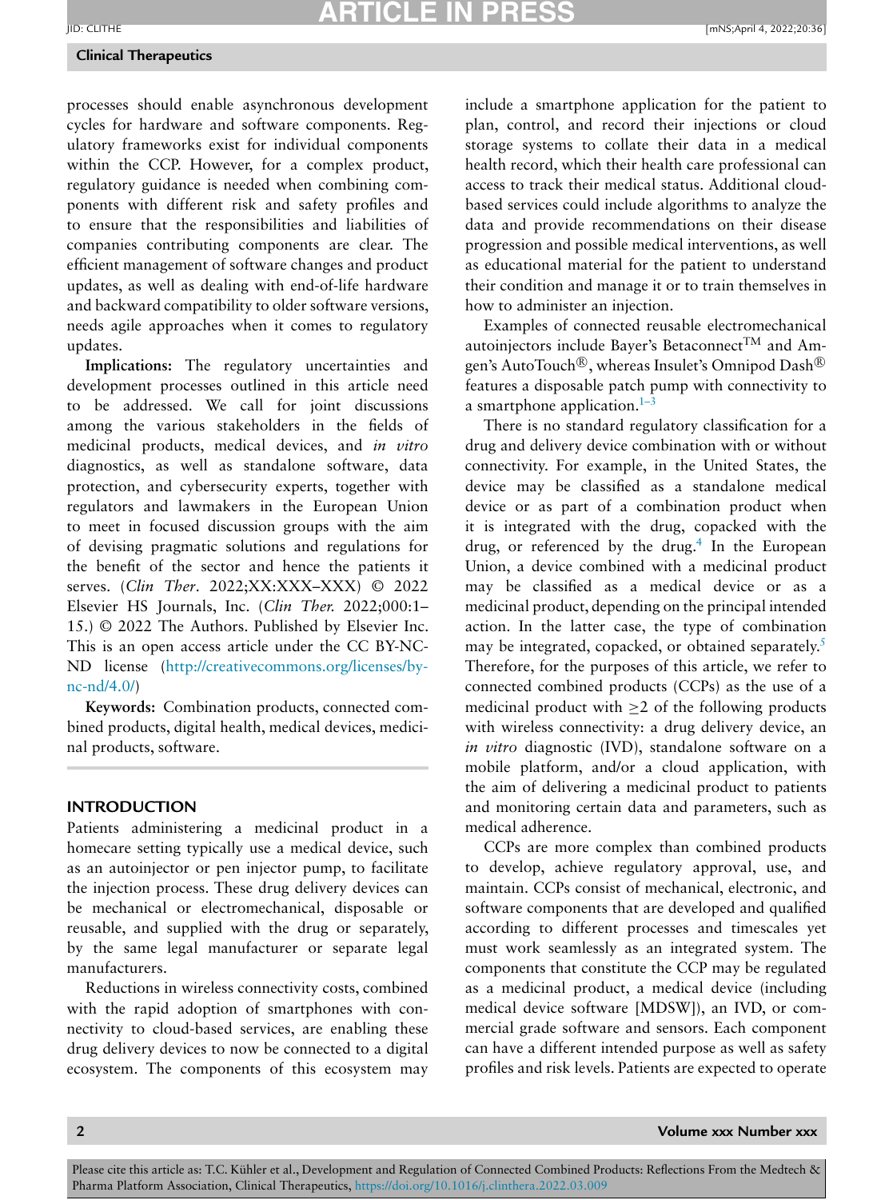processes should enable asynchronous development cycles for hardware and software components. Regulatory frameworks exist for individual components within the CCP. However, for a complex product, regulatory guidance is needed when combining components with different risk and safety profiles and to ensure that the responsibilities and liabilities of companies contributing components are clear. The efficient management of software changes and product updates, as well as dealing with end-of-life hardware and backward compatibility to older software versions, needs agile approaches when it comes to regulatory updates.

**Implications:** The regulatory uncertainties and development processes outlined in this article need to be addressed. We call for joint discussions among the various stakeholders in the fields of medicinal products, medical devices, and *in vitro* diagnostics, as well as standalone software, data protection, and cybersecurity experts, together with regulators and lawmakers in the European Union to meet in focused discussion groups with the aim of devising pragmatic solutions and regulations for the benefit of the sector and hence the patients it serves. (*Clin Ther*. 2022;XX:XXX–XXX) © 2022 Elsevier HS Journals, Inc. (*Clin Ther.* 2022;000:1–15.) © 2022 The Authors. Published by Elsevier Inc. This is an open access article under the CC BY-NC-ND license (http://creativecommons.org/licenses/by-nc-nd/4.0/)

**Keywords:** Combination products, connected combined products, digital health, medical devices, medicinal products, software.

## INTRODUCTION

Patients administering a medicinal product in a homecare setting typically use a medical device, such as an autoinjector or pen injector pump, to facilitate the injection process. These drug delivery devices can be mechanical or electromechanical, disposable or reusable, and supplied with the drug or separately, by the same legal manufacturer or separate legal manufacturers.

Reductions in wireless connectivity costs, combined with the rapid adoption of smartphones with connectivity to cloud-based services, are enabling these drug delivery devices to now be connected to a digital ecosystem. The components of this ecosystem may include a smartphone application for the patient to plan, control, and record their injections or cloud storage systems to collate their data in a medical health record, which their health care professional can access to track their medical status. Additional cloud-based services could include algorithms to analyze the data and provide recommendations on their disease progression and possible medical interventions, as well as educational material for the patient to understand their condition and manage it or to train themselves in how to administer an injection.

Examples of connected reusable electromechanical autoinjectors include Bayer's Betaconnect™ and Amgen's AutoTouch®, whereas Insulet's Omnipod Dash® features a disposable patch pump with connectivity to a smartphone application.[1–3]

There is no standard regulatory classification for a drug and delivery device combination with or without connectivity. For example, in the United States, the device may be classified as a standalone medical device or as part of a combination product when it is integrated with the drug, copacked with the drug, or referenced by the drug.[4] In the European Union, a device combined with a medicinal product may be classified as a medical device or as a medicinal product, depending on the principal intended action. In the latter case, the type of combination may be integrated, copacked, or obtained separately.[5] Therefore, for the purposes of this article, we refer to connected combined products (CCPs) as the use of a medicinal product with $\geq$2 of the following products with wireless connectivity: a drug delivery device, an *in vitro* diagnostic (IVD), standalone software on a mobile platform, and/or a cloud application, with the aim of delivering a medicinal product to patients and monitoring certain data and parameters, such as medical adherence.

CCPs are more complex than combined products to develop, achieve regulatory approval, use, and maintain. CCPs consist of mechanical, electronic, and software components that are developed and qualified according to different processes and timescales yet must work seamlessly as an integrated system. The components that constitute the CCP may be regulated as a medicinal product, a medical device (including medical device software [MDSW]), an IVD, or commercial grade software and sensors. Each component can have a different intended purpose as well as safety profiles and risk levels. Patients are expected to operate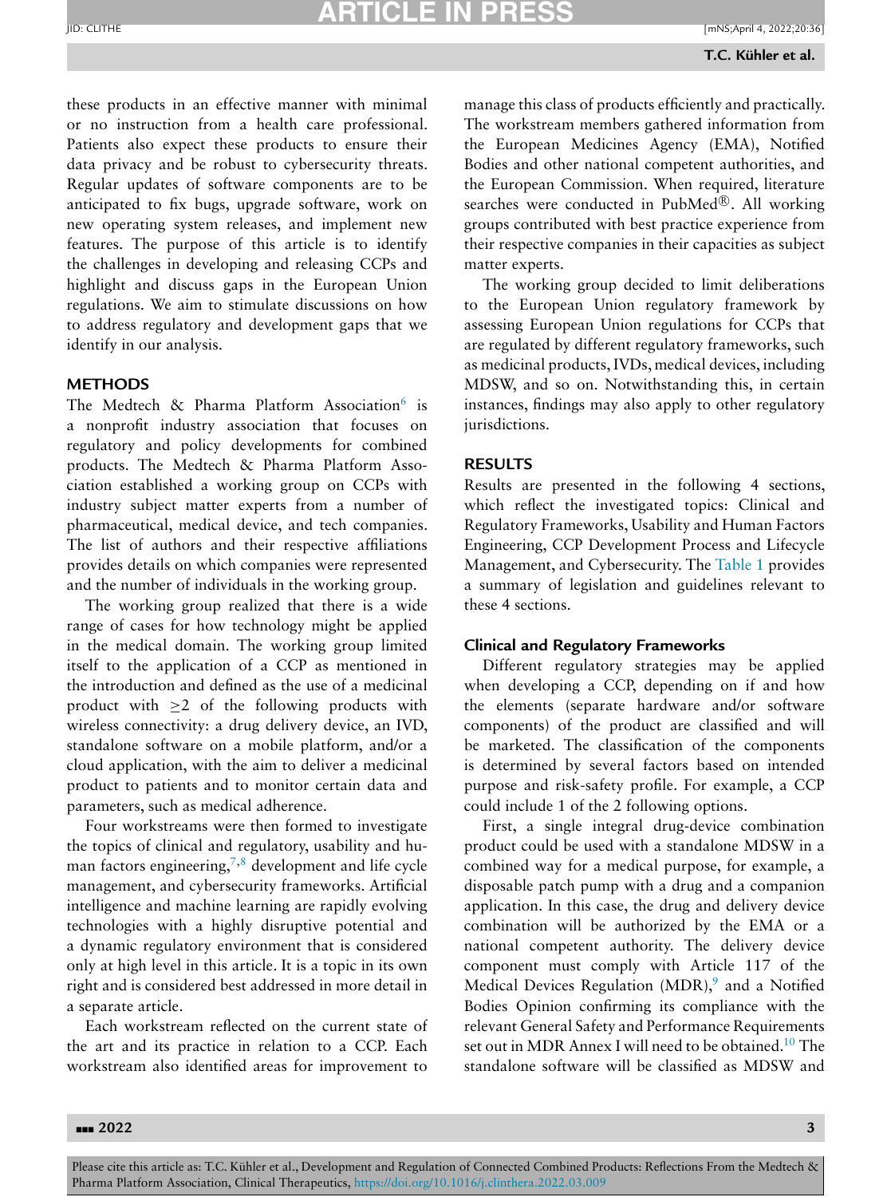these products in an effective manner with minimal or no instruction from a health care professional. Patients also expect these products to ensure their data privacy and be robust to cybersecurity threats. Regular updates of software components are to be anticipated to fix bugs, upgrade software, work on new operating system releases, and implement new features. The purpose of this article is to identify the challenges in developing and releasing CCPs and highlight and discuss gaps in the European Union regulations. We aim to stimulate discussions on how to address regulatory and development gaps that we identify in our analysis.

## METHODS

The Medtech & Pharma Platform Association[6] is a nonprofit industry association that focuses on regulatory and policy developments for combined products. The Medtech & Pharma Platform Association established a working group on CCPs with industry subject matter experts from a number of pharmaceutical, medical device, and tech companies. The list of authors and their respective affiliations provides details on which companies were represented and the number of individuals in the working group.

The working group realized that there is a wide range of cases for how technology might be applied in the medical domain. The working group limited itself to the application of a CCP as mentioned in the introduction and defined as the use of a medicinal product with ≥2 of the following products with wireless connectivity: a drug delivery device, an IVD, standalone software on a mobile platform, and/or a cloud application, with the aim to deliver a medicinal product to patients and to monitor certain data and parameters, such as medical adherence.

Four workstreams were then formed to investigate the topics of clinical and regulatory, usability and human factors engineering,[7,8] development and life cycle management, and cybersecurity frameworks. Artificial intelligence and machine learning are rapidly evolving technologies with a highly disruptive potential and a dynamic regulatory environment that is considered only at high level in this article. It is a topic in its own right and is considered best addressed in more detail in a separate article.

Each workstream reflected on the current state of the art and its practice in relation to a CCP. Each workstream also identified areas for improvement to manage this class of products efficiently and practically. The workstream members gathered information from the European Medicines Agency (EMA), Notified Bodies and other national competent authorities, and the European Commission. When required, literature searches were conducted in PubMed®. All working groups contributed with best practice experience from their respective companies in their capacities as subject matter experts.

The working group decided to limit deliberations to the European Union regulatory framework by assessing European Union regulations for CCPs that are regulated by different regulatory frameworks, such as medicinal products, IVDs, medical devices, including MDSW, and so on. Notwithstanding this, in certain instances, findings may also apply to other regulatory jurisdictions.

## RESULTS

Results are presented in the following 4 sections, which reflect the investigated topics: Clinical and Regulatory Frameworks, Usability and Human Factors Engineering, CCP Development Process and Lifecycle Management, and Cybersecurity. The Table 1 provides a summary of legislation and guidelines relevant to these 4 sections.

### Clinical and Regulatory Frameworks

Different regulatory strategies may be applied when developing a CCP, depending on if and how the elements (separate hardware and/or software components) of the product are classified and will be marketed. The classification of the components is determined by several factors based on intended purpose and risk-safety profile. For example, a CCP could include 1 of the 2 following options.

First, a single integral drug-device combination product could be used with a standalone MDSW in a combined way for a medical purpose, for example, a disposable patch pump with a drug and a companion application. In this case, the drug and delivery device combination will be authorized by the EMA or a national competent authority. The delivery device component must comply with Article 117 of the Medical Devices Regulation (MDR),[9] and a Notified Bodies Opinion confirming its compliance with the relevant General Safety and Performance Requirements set out in MDR Annex I will need to be obtained.[10] The standalone software will be classified as MDSW and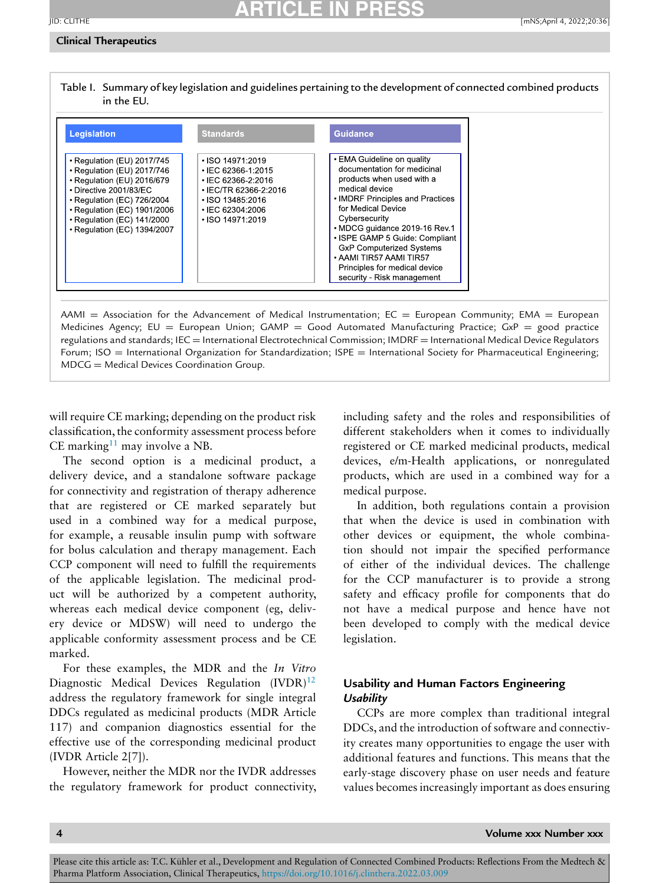Table I. Summary of key legislation and guidelines pertaining to the development of connected combined products in the EU.

| Legislation | Standards | Guidance |
|---|---|---|
| • Regulation (EU) 2017/745<br>• Regulation (EU) 2017/746<br>• Regulation (EU) 2016/679<br>• Directive 2001/83/EC<br>• Regulation (EC) 726/2004<br>• Regulation (EC) 1901/2006<br>• Regulation (EC) 141/2000<br>• Regulation (EC) 1394/2007 | • ISO 14971:2019<br>• IEC 62366-1:2015<br>• IEC 62366-2:2016<br>• IEC/TR 62366-2:2016<br>• ISO 13485:2016<br>• IEC 62304:2006<br>• ISO 14971:2019 | • EMA Guideline on quality documentation for medicinal products when used with a medical device<br>• IMDRF Principles and Practices for Medical Device Cybersecurity<br>• MDCG guidance 2019-16 Rev.1<br>• ISPE GAMP 5 Guide: Compliant GxP Computerized Systems<br>• AAMI TIR57 AAMI TIR57 Principles for medical device security - Risk management |

AAMI = Association for the Advancement of Medical Instrumentation; EC = European Community; EMA = European Medicines Agency; EU = European Union; GAMP = Good Automated Manufacturing Practice; GxP = good practice regulations and standards; IEC = International Electrotechnical Commission; IMDRF = International Medical Device Regulators Forum; ISO = International Organization for Standardization; ISPE = International Society for Pharmaceutical Engineering; MDCG = Medical Devices Coordination Group.

will require CE marking; depending on the product risk classification, the conformity assessment process before CE marking[11] may involve a NB.

The second option is a medicinal product, a delivery device, and a standalone software package for connectivity and registration of therapy adherence that are registered or CE marked separately but used in a combined way for a medical purpose, for example, a reusable insulin pump with software for bolus calculation and therapy management. Each CCP component will need to fulfill the requirements of the applicable legislation. The medicinal product will be authorized by a competent authority, whereas each medical device component (eg, delivery device or MDSW) will need to undergo the applicable conformity assessment process and be CE marked.

For these examples, the MDR and the *In Vitro* Diagnostic Medical Devices Regulation (IVDR)[12] address the regulatory framework for single integral DDCs regulated as medicinal products (MDR Article 117) and companion diagnostics essential for the effective use of the corresponding medicinal product (IVDR Article 2[7]).

However, neither the MDR nor the IVDR addresses the regulatory framework for product connectivity, including safety and the roles and responsibilities of different stakeholders when it comes to individually registered or CE marked medicinal products, medical devices, e/m-Health applications, or nonregulated products, which are used in a combined way for a medical purpose.

In addition, both regulations contain a provision that when the device is used in combination with other devices or equipment, the whole combination should not impair the specified performance of either of the individual devices. The challenge for the CCP manufacturer is to provide a strong safety and efficacy profile for components that do not have a medical purpose and hence have not been developed to comply with the medical device legislation.

## Usability and Human Factors Engineering

### *Usability*

CCPs are more complex than traditional integral DDCs, and the introduction of software and connectivity creates many opportunities to engage the user with additional features and functions. This means that the early-stage discovery phase on user needs and feature values becomes increasingly important as does ensuring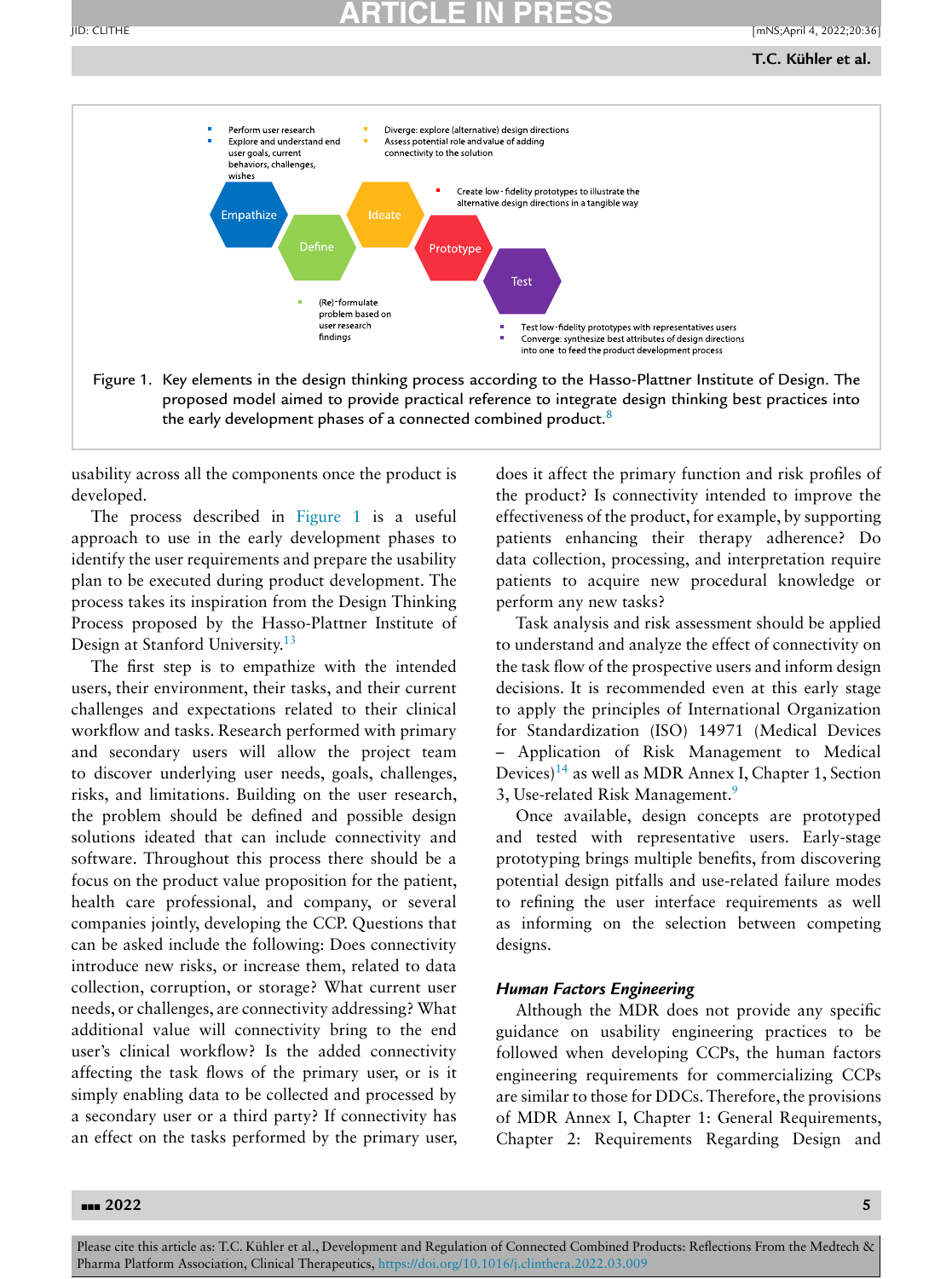- Perform user research
- Explore and understand end user goals, current behaviors, challenges, wishes

- Diverge: explore (alternative) design directions
- Assess potential role and value of adding connectivity to the solution

- Create low - fidelity prototypes to illustrate the alternative design directions in a tangible way

Empathize — Define — Ideate — Prototype — Test

- (Re)-formulate problem based on user research findings

- Test low-fidelity prototypes with representatives users
- Converge: synthesize best attributes of design directions into one to feed the product development process

Figure 1. Key elements in the design thinking process according to the Hasso-Plattner Institute of Design. The proposed model aimed to provide practical reference to integrate design thinking best practices into the early development phases of a connected combined product.[8]

usability across all the components once the product is developed.

The process described in Figure 1 is a useful approach to use in the early development phases to identify the user requirements and prepare the usability plan to be executed during product development. The process takes its inspiration from the Design Thinking Process proposed by the Hasso-Plattner Institute of Design at Stanford University.[13]

The first step is to empathize with the intended users, their environment, their tasks, and their current challenges and expectations related to their clinical workflow and tasks. Research performed with primary and secondary users will allow the project team to discover underlying user needs, goals, challenges, risks, and limitations. Building on the user research, the problem should be defined and possible design solutions ideated that can include connectivity and software. Throughout this process there should be a focus on the product value proposition for the patient, health care professional, and company, or several companies jointly, developing the CCP. Questions that can be asked include the following: Does connectivity introduce new risks, or increase them, related to data collection, corruption, or storage? What current user needs, or challenges, are connectivity addressing? What additional value will connectivity bring to the end user's clinical workflow? Is the added connectivity affecting the task flows of the primary user, or is it simply enabling data to be collected and processed by a secondary user or a third party? If connectivity has an effect on the tasks performed by the primary user, does it affect the primary function and risk profiles of the product? Is connectivity intended to improve the effectiveness of the product, for example, by supporting patients enhancing their therapy adherence? Do data collection, processing, and interpretation require patients to acquire new procedural knowledge or perform any new tasks?

Task analysis and risk assessment should be applied to understand and analyze the effect of connectivity on the task flow of the prospective users and inform design decisions. It is recommended even at this early stage to apply the principles of International Organization for Standardization (ISO) 14971 (Medical Devices – Application of Risk Management to Medical Devices)[14] as well as MDR Annex I, Chapter 1, Section 3, Use-related Risk Management.[9]

Once available, design concepts are prototyped and tested with representative users. Early-stage prototyping brings multiple benefits, from discovering potential design pitfalls and use-related failure modes to refining the user interface requirements as well as informing on the selection between competing designs.

### *Human Factors Engineering*

Although the MDR does not provide any specific guidance on usability engineering practices to be followed when developing CCPs, the human factors engineering requirements for commercializing CCPs are similar to those for DDCs. Therefore, the provisions of MDR Annex I, Chapter 1: General Requirements, Chapter 2: Requirements Regarding Design and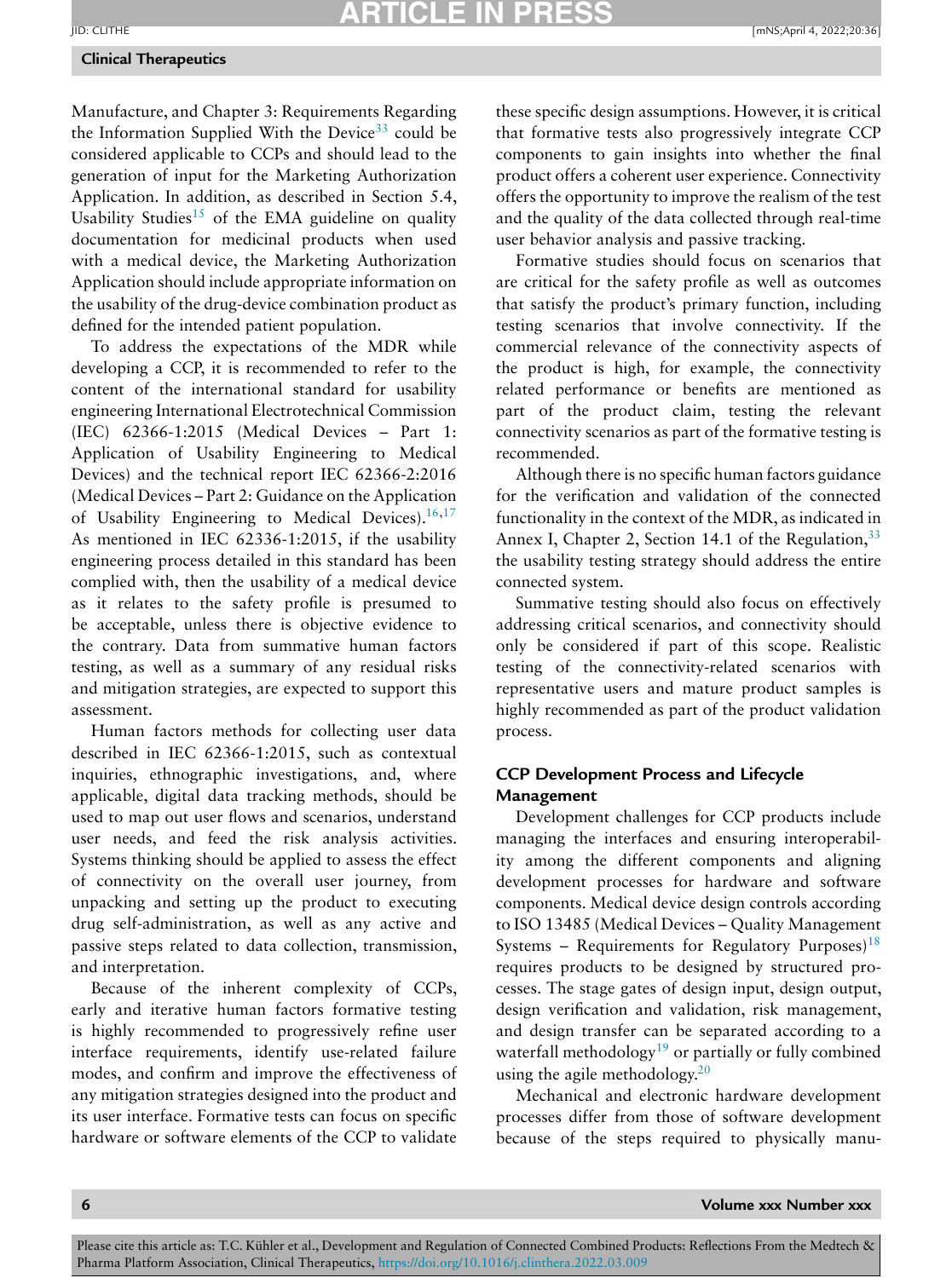Manufacture, and Chapter 3: Requirements Regarding the Information Supplied With the Device[33] could be considered applicable to CCPs and should lead to the generation of input for the Marketing Authorization Application. In addition, as described in Section 5.4, Usability Studies[15] of the EMA guideline on quality documentation for medicinal products when used with a medical device, the Marketing Authorization Application should include appropriate information on the usability of the drug-device combination product as defined for the intended patient population.

To address the expectations of the MDR while developing a CCP, it is recommended to refer to the content of the international standard for usability engineering International Electrotechnical Commission (IEC) 62366-1:2015 (Medical Devices – Part 1: Application of Usability Engineering to Medical Devices) and the technical report IEC 62366-2:2016 (Medical Devices – Part 2: Guidance on the Application of Usability Engineering to Medical Devices).[16,17] As mentioned in IEC 62336-1:2015, if the usability engineering process detailed in this standard has been complied with, then the usability of a medical device as it relates to the safety profile is presumed to be acceptable, unless there is objective evidence to the contrary. Data from summative human factors testing, as well as a summary of any residual risks and mitigation strategies, are expected to support this assessment.

Human factors methods for collecting user data described in IEC 62366-1:2015, such as contextual inquiries, ethnographic investigations, and, where applicable, digital data tracking methods, should be used to map out user flows and scenarios, understand user needs, and feed the risk analysis activities. Systems thinking should be applied to assess the effect of connectivity on the overall user journey, from unpacking and setting up the product to executing drug self-administration, as well as any active and passive steps related to data collection, transmission, and interpretation.

Because of the inherent complexity of CCPs, early and iterative human factors formative testing is highly recommended to progressively refine user interface requirements, identify use-related failure modes, and confirm and improve the effectiveness of any mitigation strategies designed into the product and its user interface. Formative tests can focus on specific hardware or software elements of the CCP to validate these specific design assumptions. However, it is critical that formative tests also progressively integrate CCP components to gain insights into whether the final product offers a coherent user experience. Connectivity offers the opportunity to improve the realism of the test and the quality of the data collected through real-time user behavior analysis and passive tracking.

Formative studies should focus on scenarios that are critical for the safety profile as well as outcomes that satisfy the product's primary function, including testing scenarios that involve connectivity. If the commercial relevance of the connectivity aspects of the product is high, for example, the connectivity related performance or benefits are mentioned as part of the product claim, testing the relevant connectivity scenarios as part of the formative testing is recommended.

Although there is no specific human factors guidance for the verification and validation of the connected functionality in the context of the MDR, as indicated in Annex I, Chapter 2, Section 14.1 of the Regulation,[33] the usability testing strategy should address the entire connected system.

Summative testing should also focus on effectively addressing critical scenarios, and connectivity should only be considered if part of this scope. Realistic testing of the connectivity-related scenarios with representative users and mature product samples is highly recommended as part of the product validation process.

## CCP Development Process and Lifecycle Management

Development challenges for CCP products include managing the interfaces and ensuring interoperability among the different components and aligning development processes for hardware and software components. Medical device design controls according to ISO 13485 (Medical Devices – Quality Management Systems – Requirements for Regulatory Purposes)[18] requires products to be designed by structured processes. The stage gates of design input, design output, design verification and validation, risk management, and design transfer can be separated according to a waterfall methodology[19] or partially or fully combined using the agile methodology.[20]

Mechanical and electronic hardware development processes differ from those of software development because of the steps required to physically manu-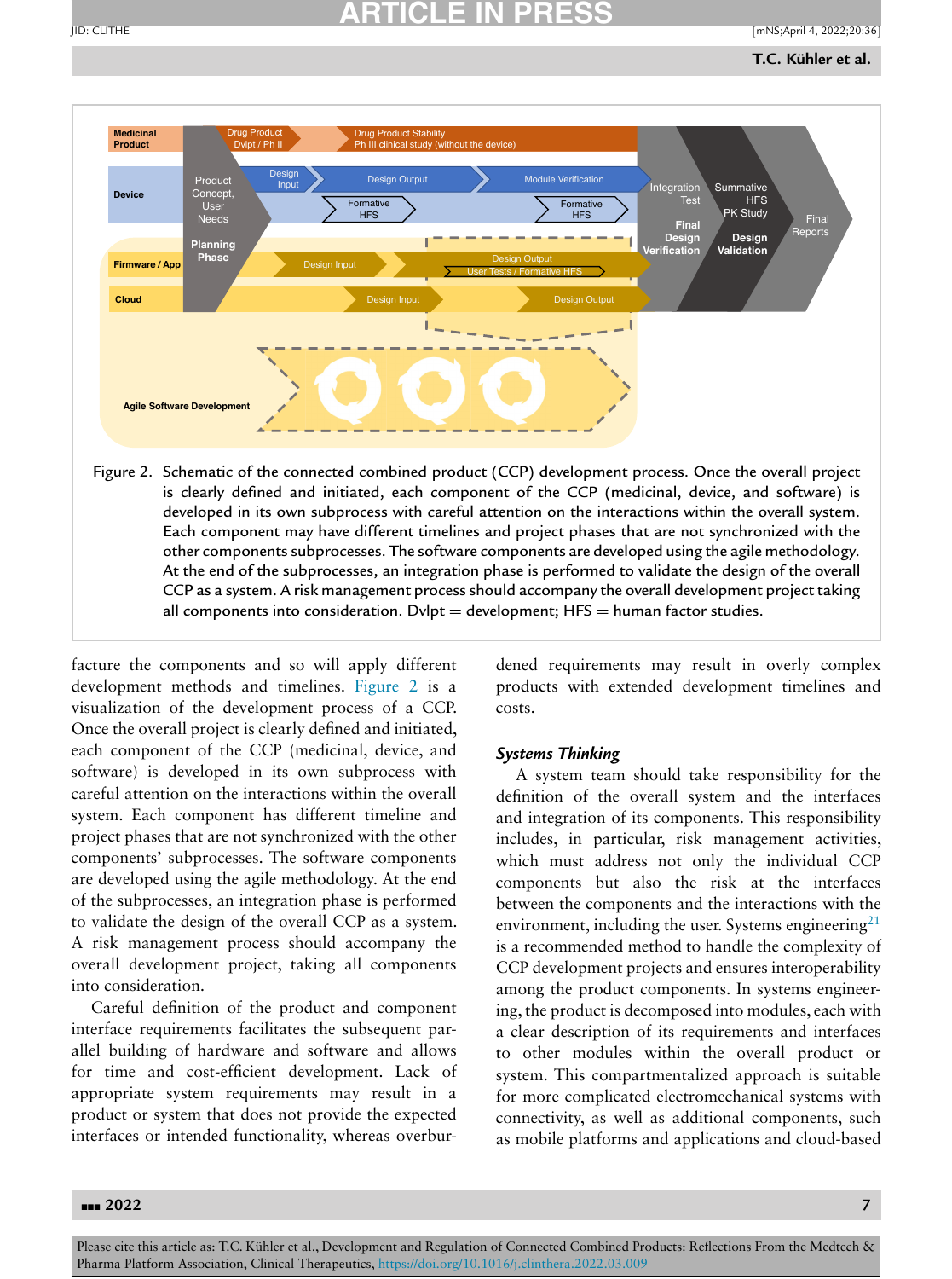Figure 2. Schematic of the connected combined product (CCP) development process. Once the overall project is clearly defined and initiated, each component of the CCP (medicinal, device, and software) is developed in its own subprocess with careful attention on the interactions within the overall system. Each component may have different timelines and project phases that are not synchronized with the other components subprocesses. The software components are developed using the agile methodology. At the end of the subprocesses, an integration phase is performed to validate the design of the overall CCP as a system. A risk management process should accompany the overall development project taking all components into consideration. Dvlpt = development; HFS = human factor studies.

facture the components and so will apply different development methods and timelines. Figure 2 is a visualization of the development process of a CCP. Once the overall project is clearly defined and initiated, each component of the CCP (medicinal, device, and software) is developed in its own subprocess with careful attention on the interactions within the overall system. Each component has different timeline and project phases that are not synchronized with the other components' subprocesses. The software components are developed using the agile methodology. At the end of the subprocesses, an integration phase is performed to validate the design of the overall CCP as a system. A risk management process should accompany the overall development project, taking all components into consideration.

Careful definition of the product and component interface requirements facilitates the subsequent parallel building of hardware and software and allows for time and cost-efficient development. Lack of appropriate system requirements may result in a product or system that does not provide the expected interfaces or intended functionality, whereas overburdened requirements may result in overly complex products with extended development timelines and costs.

### *Systems Thinking*

A system team should take responsibility for the definition of the overall system and the interfaces and integration of its components. This responsibility includes, in particular, risk management activities, which must address not only the individual CCP components but also the risk at the interfaces between the components and the interactions with the environment, including the user. Systems engineering[21] is a recommended method to handle the complexity of CCP development projects and ensures interoperability among the product components. In systems engineering, the product is decomposed into modules, each with a clear description of its requirements and interfaces to other modules within the overall product or system. This compartmentalized approach is suitable for more complicated electromechanical systems with connectivity, as well as additional components, such as mobile platforms and applications and cloud-based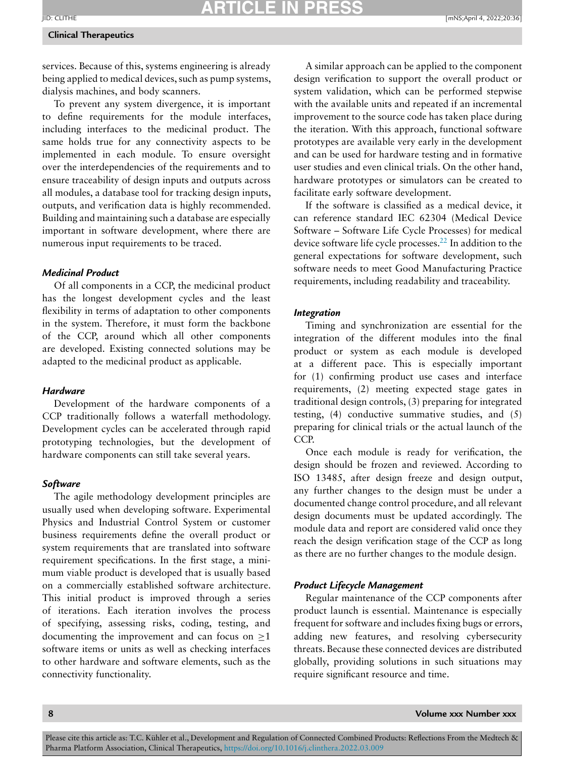services. Because of this, systems engineering is already being applied to medical devices, such as pump systems, dialysis machines, and body scanners.

To prevent any system divergence, it is important to define requirements for the module interfaces, including interfaces to the medicinal product. The same holds true for any connectivity aspects to be implemented in each module. To ensure oversight over the interdependencies of the requirements and to ensure traceability of design inputs and outputs across all modules, a database tool for tracking design inputs, outputs, and verification data is highly recommended. Building and maintaining such a database are especially important in software development, where there are numerous input requirements to be traced.

### *Medicinal Product*

Of all components in a CCP, the medicinal product has the longest development cycles and the least flexibility in terms of adaptation to other components in the system. Therefore, it must form the backbone of the CCP, around which all other components are developed. Existing connected solutions may be adapted to the medicinal product as applicable.

### *Hardware*

Development of the hardware components of a CCP traditionally follows a waterfall methodology. Development cycles can be accelerated through rapid prototyping technologies, but the development of hardware components can still take several years.

### *Software*

The agile methodology development principles are usually used when developing software. Experimental Physics and Industrial Control System or customer business requirements define the overall product or system requirements that are translated into software requirement specifications. In the first stage, a minimum viable product is developed that is usually based on a commercially established software architecture. This initial product is improved through a series of iterations. Each iteration involves the process of specifying, assessing risks, coding, testing, and documenting the improvement and can focus on $\geq$1 software items or units as well as checking interfaces to other hardware and software elements, such as the connectivity functionality.

A similar approach can be applied to the component design verification to support the overall product or system validation, which can be performed stepwise with the available units and repeated if an incremental improvement to the source code has taken place during the iteration. With this approach, functional software prototypes are available very early in the development and can be used for hardware testing and in formative user studies and even clinical trials. On the other hand, hardware prototypes or simulators can be created to facilitate early software development.

If the software is classified as a medical device, it can reference standard IEC 62304 (Medical Device Software – Software Life Cycle Processes) for medical device software life cycle processes.[22] In addition to the general expectations for software development, such software needs to meet Good Manufacturing Practice requirements, including readability and traceability.

### *Integration*

Timing and synchronization are essential for the integration of the different modules into the final product or system as each module is developed at a different pace. This is especially important for (1) confirming product use cases and interface requirements, (2) meeting expected stage gates in traditional design controls, (3) preparing for integrated testing, (4) conductive summative studies, and (5) preparing for clinical trials or the actual launch of the CCP.

Once each module is ready for verification, the design should be frozen and reviewed. According to ISO 13485, after design freeze and design output, any further changes to the design must be under a documented change control procedure, and all relevant design documents must be updated accordingly. The module data and report are considered valid once they reach the design verification stage of the CCP as long as there are no further changes to the module design.

### *Product Lifecycle Management*

Regular maintenance of the CCP components after product launch is essential. Maintenance is especially frequent for software and includes fixing bugs or errors, adding new features, and resolving cybersecurity threats. Because these connected devices are distributed globally, providing solutions in such situations may require significant resource and time.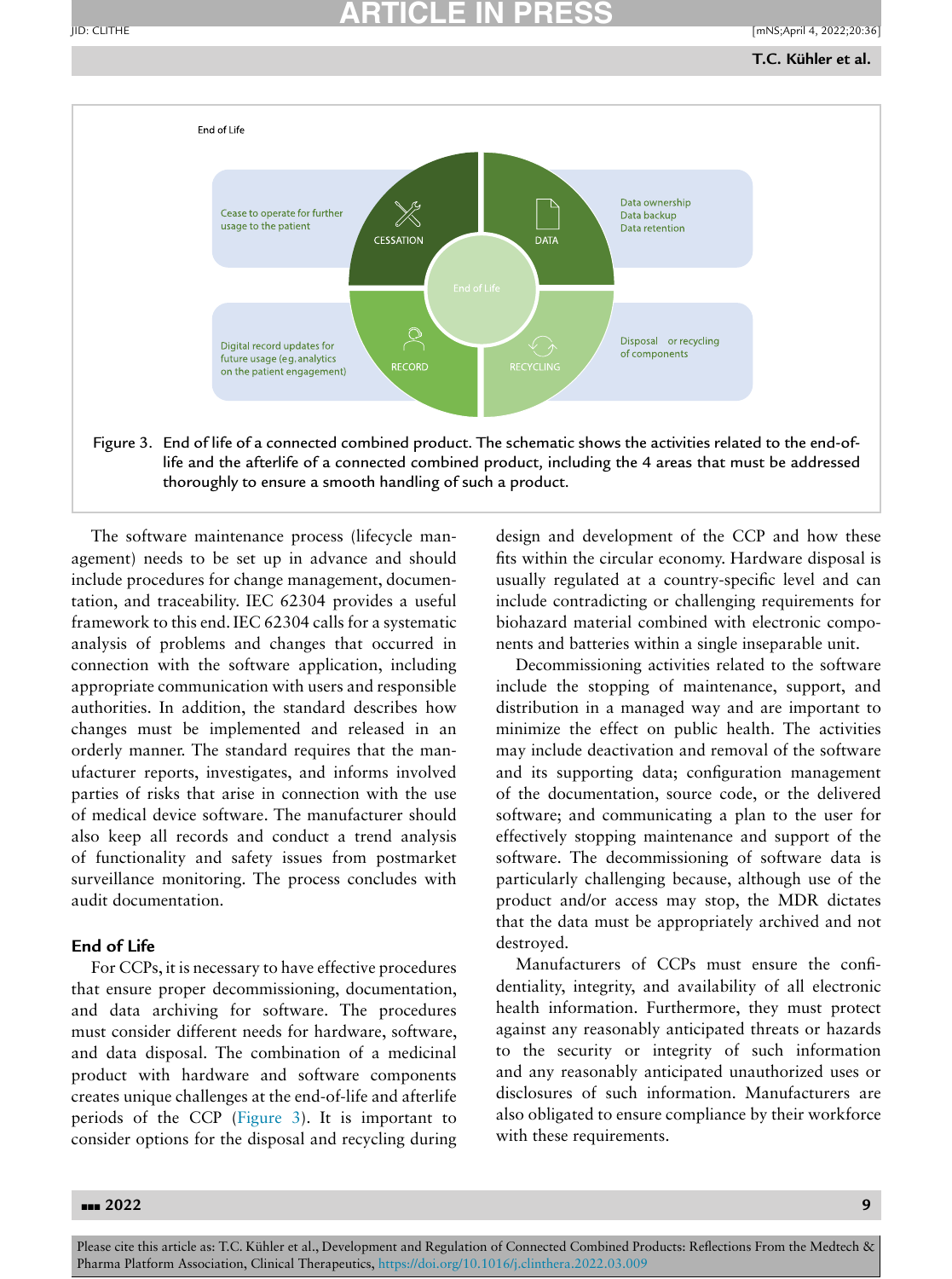Figure 3. End of life of a connected combined product. The schematic shows the activities related to the end-of-life and the afterlife of a connected combined product, including the 4 areas that must be addressed thoroughly to ensure a smooth handling of such a product.

The software maintenance process (lifecycle management) needs to be set up in advance and should include procedures for change management, documentation, and traceability. IEC 62304 provides a useful framework to this end. IEC 62304 calls for a systematic analysis of problems and changes that occurred in connection with the software application, including appropriate communication with users and responsible authorities. In addition, the standard describes how changes must be implemented and released in an orderly manner. The standard requires that the manufacturer reports, investigates, and informs involved parties of risks that arise in connection with the use of medical device software. The manufacturer should also keep all records and conduct a trend analysis of functionality and safety issues from postmarket surveillance monitoring. The process concludes with audit documentation.

## End of Life

For CCPs, it is necessary to have effective procedures that ensure proper decommissioning, documentation, and data archiving for software. The procedures must consider different needs for hardware, software, and data disposal. The combination of a medicinal product with hardware and software components creates unique challenges at the end-of-life and afterlife periods of the CCP (Figure 3). It is important to consider options for the disposal and recycling during design and development of the CCP and how these fits within the circular economy. Hardware disposal is usually regulated at a country-specific level and can include contradicting or challenging requirements for biohazard material combined with electronic components and batteries within a single inseparable unit.

Decommissioning activities related to the software include the stopping of maintenance, support, and distribution in a managed way and are important to minimize the effect on public health. The activities may include deactivation and removal of the software and its supporting data; configuration management of the documentation, source code, or the delivered software; and communicating a plan to the user for effectively stopping maintenance and support of the software. The decommissioning of software data is particularly challenging because, although use of the product and/or access may stop, the MDR dictates that the data must be appropriately archived and not destroyed.

Manufacturers of CCPs must ensure the confidentiality, integrity, and availability of all electronic health information. Furthermore, they must protect against any reasonably anticipated threats or hazards to the security or integrity of such information and any reasonably anticipated unauthorized uses or disclosures of such information. Manufacturers are also obligated to ensure compliance by their workforce with these requirements.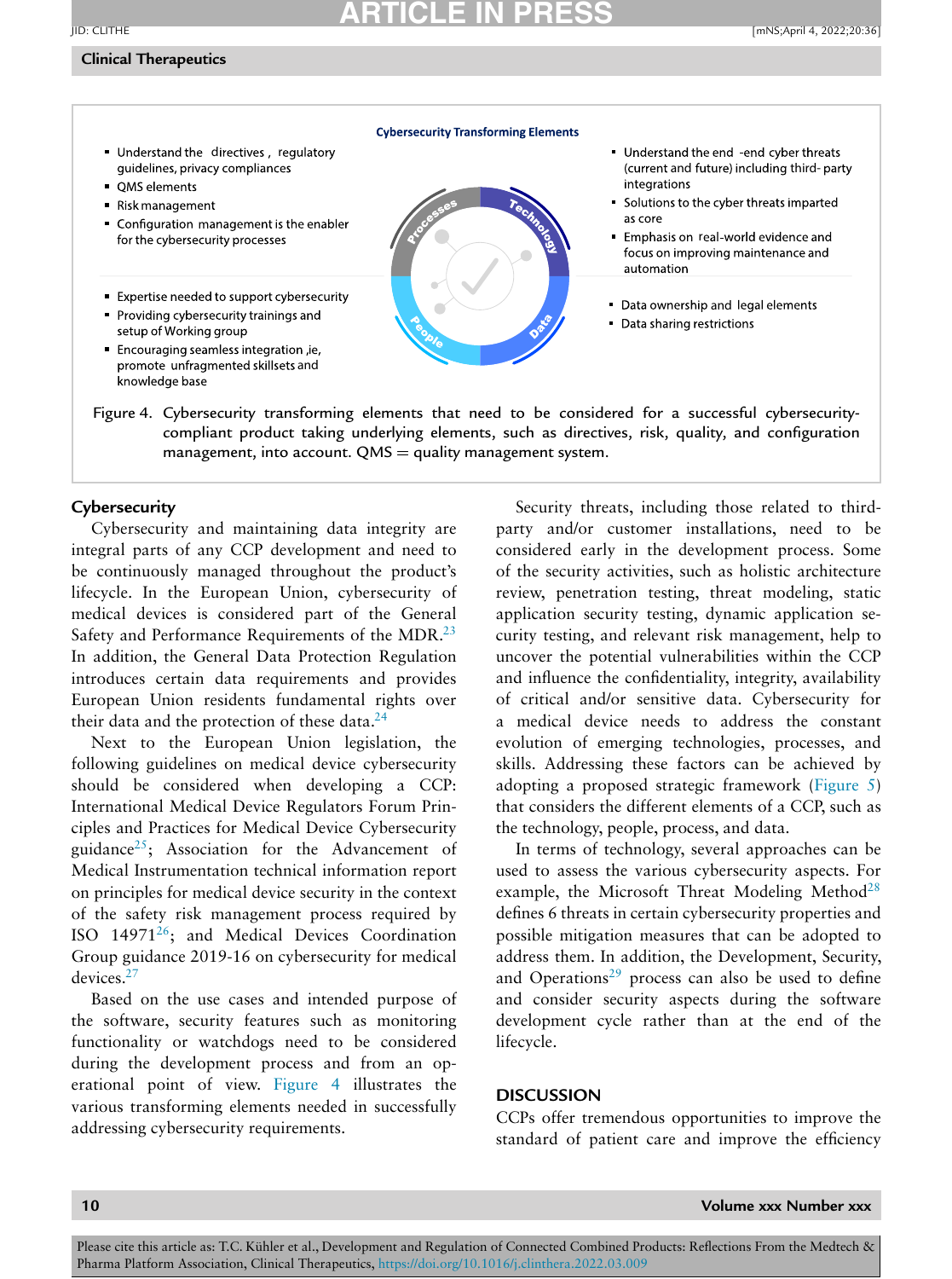**Cybersecurity Transforming Elements**

- Understand the directives, regulatory guidelines, privacy compliances
- QMS elements
- Risk management
- Configuration management is the enabler for the cybersecurity processes

- Understand the end -end cyber threats (current and future) including third- party integrations
- Solutions to the cyber threats imparted as core
- Emphasis on real-world evidence and focus on improving maintenance and automation

- Expertise needed to support cybersecurity
- Providing cybersecurity trainings and setup of Working group
- Encouraging seamless integration ,ie, promote unfragmented skillsets and knowledge base

- Data ownership and legal elements
- Data sharing restrictions

Processes · Technology · People · Data

Figure 4. Cybersecurity transforming elements that need to be considered for a successful cybersecurity-compliant product taking underlying elements, such as directives, risk, quality, and configuration management, into account. QMS = quality management system.

## Cybersecurity

Cybersecurity and maintaining data integrity are integral parts of any CCP development and need to be continuously managed throughout the product's lifecycle. In the European Union, cybersecurity of medical devices is considered part of the General Safety and Performance Requirements of the MDR.[23] In addition, the General Data Protection Regulation introduces certain data requirements and provides European Union residents fundamental rights over their data and the protection of these data.[24]

Next to the European Union legislation, the following guidelines on medical device cybersecurity should be considered when developing a CCP: International Medical Device Regulators Forum Principles and Practices for Medical Device Cybersecurity guidance[25]; Association for the Advancement of Medical Instrumentation technical information report on principles for medical device security in the context of the safety risk management process required by ISO 14971[26]; and Medical Devices Coordination Group guidance 2019-16 on cybersecurity for medical devices.[27]

Based on the use cases and intended purpose of the software, security features such as monitoring functionality or watchdogs need to be considered during the development process and from an operational point of view. Figure 4 illustrates the various transforming elements needed in successfully addressing cybersecurity requirements.

Security threats, including those related to third-party and/or customer installations, need to be considered early in the development process. Some of the security activities, such as holistic architecture review, penetration testing, threat modeling, static application security testing, dynamic application security testing, and relevant risk management, help to uncover the potential vulnerabilities within the CCP and influence the confidentiality, integrity, availability of critical and/or sensitive data. Cybersecurity for a medical device needs to address the constant evolution of emerging technologies, processes, and skills. Addressing these factors can be achieved by adopting a proposed strategic framework (Figure 5) that considers the different elements of a CCP, such as the technology, people, process, and data.

In terms of technology, several approaches can be used to assess the various cybersecurity aspects. For example, the Microsoft Threat Modeling Method[28] defines 6 threats in certain cybersecurity properties and possible mitigation measures that can be adopted to address them. In addition, the Development, Security, and Operations[29] process can also be used to define and consider security aspects during the software development cycle rather than at the end of the lifecycle.

## DISCUSSION

CCPs offer tremendous opportunities to improve the standard of patient care and improve the efficiency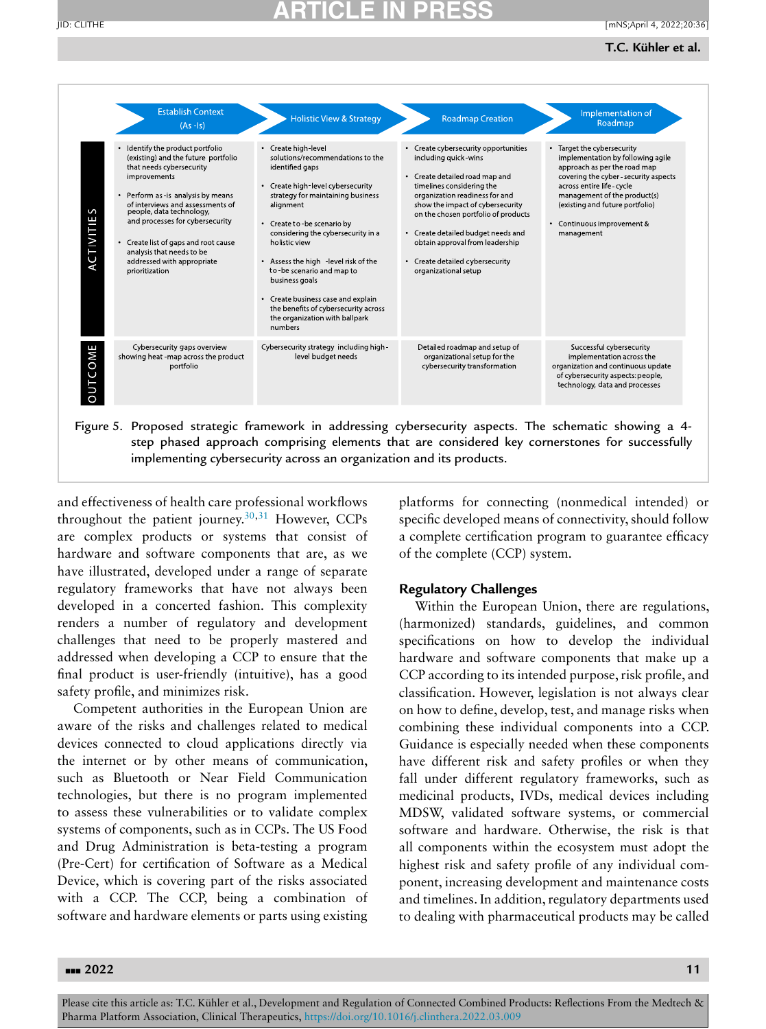| | Establish Context (As-Is) | Holistic View & Strategy | Roadmap Creation | Implementation of Roadmap |
|---|---|---|---|---|
| ACTIVITIES | • Identify the product portfolio (existing) and the future portfolio that needs cybersecurity improvements<br>• Perform as-is analysis by means of interviews and assessments of people, data technology, and processes for cybersecurity<br>• Create list of gaps and root cause analysis that needs to be addressed with appropriate prioritization | • Create high-level solutions/recommendations to the identified gaps<br>• Create high-level cybersecurity strategy for maintaining business alignment<br>• Create to-be scenario by considering the cybersecurity in a holistic view<br>• Assess the high -level risk of the to-be scenario and map to business goals<br>• Create business case and explain the benefits of cybersecurity across the organization with ballpark numbers | • Create cybersecurity opportunities including quick-wins<br>• Create detailed road map and timelines considering the organization readiness for and show the impact of cybersecurity on the chosen portfolio of products<br>• Create detailed budget needs and obtain approval from leadership<br>• Create detailed cybersecurity organizational setup | • Target the cybersecurity implementation by following agile approach as per the road map covering the cyber-security aspects across entire life-cycle management of the product(s) (existing and future portfolio)<br>• Continuous improvement & management |
| OUTCOME | Cybersecurity gaps overview showing heat-map across the product portfolio | Cybersecurity strategy including high-level budget needs | Detailed roadmap and setup of organizational setup for the cybersecurity transformation | Successful cybersecurity implementation across the organization and continuous update of cybersecurity aspects: people, technology, data and processes |

Figure 5. Proposed strategic framework in addressing cybersecurity aspects. The schematic showing a 4-step phased approach comprising elements that are considered key cornerstones for successfully implementing cybersecurity across an organization and its products.

and effectiveness of health care professional workflows throughout the patient journey.[30,31] However, CCPs are complex products or systems that consist of hardware and software components that are, as we have illustrated, developed under a range of separate regulatory frameworks that have not always been developed in a concerted fashion. This complexity renders a number of regulatory and development challenges that need to be properly mastered and addressed when developing a CCP to ensure that the final product is user-friendly (intuitive), has a good safety profile, and minimizes risk.

Competent authorities in the European Union are aware of the risks and challenges related to medical devices connected to cloud applications directly via the internet or by other means of communication, such as Bluetooth or Near Field Communication technologies, but there is no program implemented to assess these vulnerabilities or to validate complex systems of components, such as in CCPs. The US Food and Drug Administration is beta-testing a program (Pre-Cert) for certification of Software as a Medical Device, which is covering part of the risks associated with a CCP. The CCP, being a combination of software and hardware elements or parts using existing platforms for connecting (nonmedical intended) or specific developed means of connectivity, should follow a complete certification program to guarantee efficacy of the complete (CCP) system.

## Regulatory Challenges

Within the European Union, there are regulations, (harmonized) standards, guidelines, and common specifications on how to develop the individual hardware and software components that make up a CCP according to its intended purpose, risk profile, and classification. However, legislation is not always clear on how to define, develop, test, and manage risks when combining these individual components into a CCP. Guidance is especially needed when these components have different risk and safety profiles or when they fall under different regulatory frameworks, such as medicinal products, IVDs, medical devices including MDSW, validated software systems, or commercial software and hardware. Otherwise, the risk is that all components within the ecosystem must adopt the highest risk and safety profile of any individual component, increasing development and maintenance costs and timelines. In addition, regulatory departments used to dealing with pharmaceutical products may be called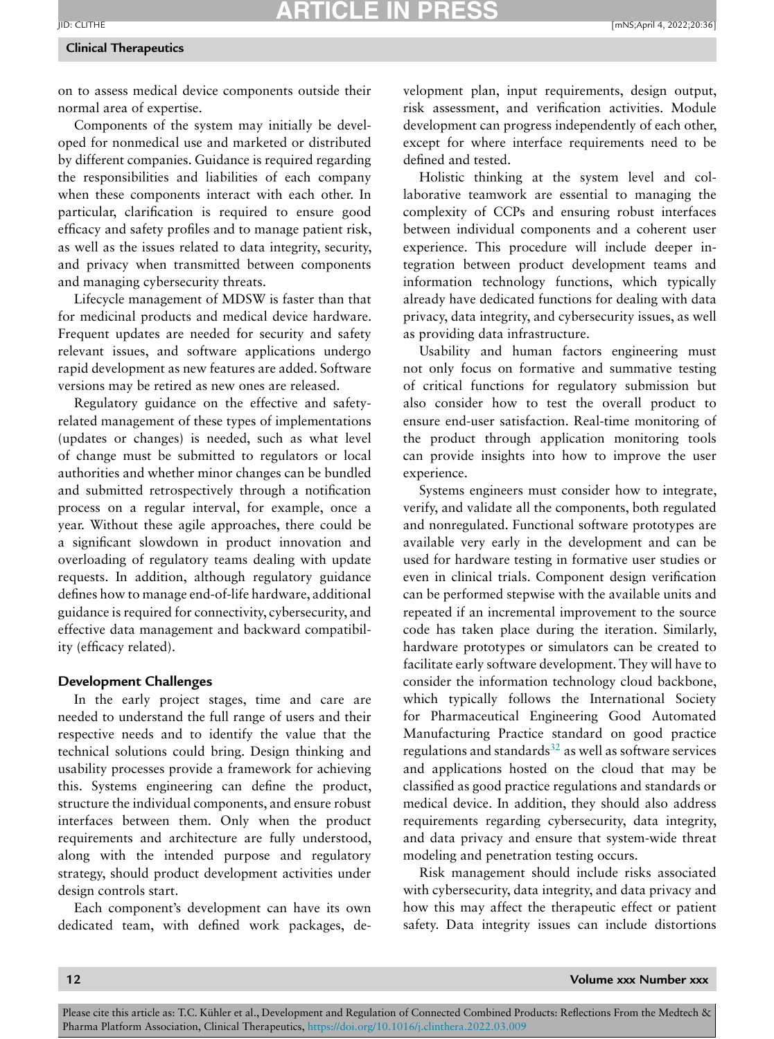on to assess medical device components outside their normal area of expertise.

Components of the system may initially be developed for nonmedical use and marketed or distributed by different companies. Guidance is required regarding the responsibilities and liabilities of each company when these components interact with each other. In particular, clarification is required to ensure good efficacy and safety profiles and to manage patient risk, as well as the issues related to data integrity, security, and privacy when transmitted between components and managing cybersecurity threats.

Lifecycle management of MDSW is faster than that for medicinal products and medical device hardware. Frequent updates are needed for security and safety relevant issues, and software applications undergo rapid development as new features are added. Software versions may be retired as new ones are released.

Regulatory guidance on the effective and safety-related management of these types of implementations (updates or changes) is needed, such as what level of change must be submitted to regulators or local authorities and whether minor changes can be bundled and submitted retrospectively through a notification process on a regular interval, for example, once a year. Without these agile approaches, there could be a significant slowdown in product innovation and overloading of regulatory teams dealing with update requests. In addition, although regulatory guidance defines how to manage end-of-life hardware, additional guidance is required for connectivity, cybersecurity, and effective data management and backward compatibility (efficacy related).

## Development Challenges

In the early project stages, time and care are needed to understand the full range of users and their respective needs and to identify the value that the technical solutions could bring. Design thinking and usability processes provide a framework for achieving this. Systems engineering can define the product, structure the individual components, and ensure robust interfaces between them. Only when the product requirements and architecture are fully understood, along with the intended purpose and regulatory strategy, should product development activities under design controls start.

Each component's development can have its own dedicated team, with defined work packages, development plan, input requirements, design output, risk assessment, and verification activities. Module development can progress independently of each other, except for where interface requirements need to be defined and tested.

Holistic thinking at the system level and collaborative teamwork are essential to managing the complexity of CCPs and ensuring robust interfaces between individual components and a coherent user experience. This procedure will include deeper integration between product development teams and information technology functions, which typically already have dedicated functions for dealing with data privacy, data integrity, and cybersecurity issues, as well as providing data infrastructure.

Usability and human factors engineering must not only focus on formative and summative testing of critical functions for regulatory submission but also consider how to test the overall product to ensure end-user satisfaction. Real-time monitoring of the product through application monitoring tools can provide insights into how to improve the user experience.

Systems engineers must consider how to integrate, verify, and validate all the components, both regulated and nonregulated. Functional software prototypes are available very early in the development and can be used for hardware testing in formative user studies or even in clinical trials. Component design verification can be performed stepwise with the available units and repeated if an incremental improvement to the source code has taken place during the iteration. Similarly, hardware prototypes or simulators can be created to facilitate early software development. They will have to consider the information technology cloud backbone, which typically follows the International Society for Pharmaceutical Engineering Good Automated Manufacturing Practice standard on good practice regulations and standards[32] as well as software services and applications hosted on the cloud that may be classified as good practice regulations and standards or medical device. In addition, they should also address requirements regarding cybersecurity, data integrity, and data privacy and ensure that system-wide threat modeling and penetration testing occurs.

Risk management should include risks associated with cybersecurity, data integrity, and data privacy and how this may affect the therapeutic effect or patient safety. Data integrity issues can include distortions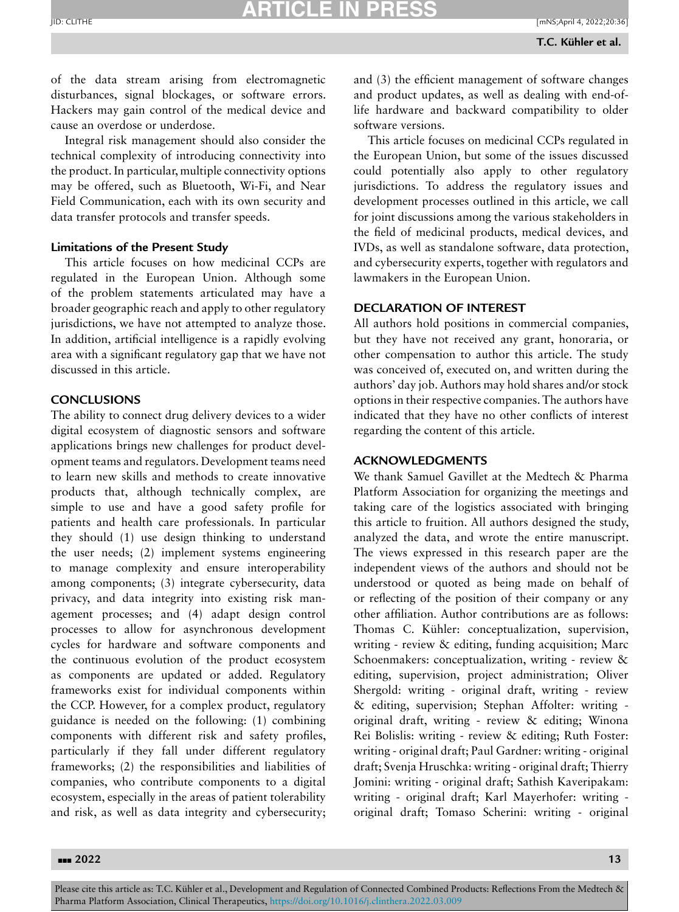of the data stream arising from electromagnetic disturbances, signal blockages, or software errors. Hackers may gain control of the medical device and cause an overdose or underdose.

Integral risk management should also consider the technical complexity of introducing connectivity into the product. In particular, multiple connectivity options may be offered, such as Bluetooth, Wi-Fi, and Near Field Communication, each with its own security and data transfer protocols and transfer speeds.

### Limitations of the Present Study

This article focuses on how medicinal CCPs are regulated in the European Union. Although some of the problem statements articulated may have a broader geographic reach and apply to other regulatory jurisdictions, we have not attempted to analyze those. In addition, artificial intelligence is a rapidly evolving area with a significant regulatory gap that we have not discussed in this article.

## CONCLUSIONS

The ability to connect drug delivery devices to a wider digital ecosystem of diagnostic sensors and software applications brings new challenges for product development teams and regulators. Development teams need to learn new skills and methods to create innovative products that, although technically complex, are simple to use and have a good safety profile for patients and health care professionals. In particular they should (1) use design thinking to understand the user needs; (2) implement systems engineering to manage complexity and ensure interoperability among components; (3) integrate cybersecurity, data privacy, and data integrity into existing risk management processes; and (4) adapt design control processes to allow for asynchronous development cycles for hardware and software components and the continuous evolution of the product ecosystem as components are updated or added. Regulatory frameworks exist for individual components within the CCP. However, for a complex product, regulatory guidance is needed on the following: (1) combining components with different risk and safety profiles, particularly if they fall under different regulatory frameworks; (2) the responsibilities and liabilities of companies, who contribute components to a digital ecosystem, especially in the areas of patient tolerability and risk, as well as data integrity and cybersecurity; and (3) the efficient management of software changes and product updates, as well as dealing with end-of-life hardware and backward compatibility to older software versions.

This article focuses on medicinal CCPs regulated in the European Union, but some of the issues discussed could potentially also apply to other regulatory jurisdictions. To address the regulatory issues and development processes outlined in this article, we call for joint discussions among the various stakeholders in the field of medicinal products, medical devices, and IVDs, as well as standalone software, data protection, and cybersecurity experts, together with regulators and lawmakers in the European Union.

## DECLARATION OF INTEREST

All authors hold positions in commercial companies, but they have not received any grant, honoraria, or other compensation to author this article. The study was conceived of, executed on, and written during the authors' day job. Authors may hold shares and/or stock options in their respective companies. The authors have indicated that they have no other conflicts of interest regarding the content of this article.

## ACKNOWLEDGMENTS

We thank Samuel Gavillet at the Medtech & Pharma Platform Association for organizing the meetings and taking care of the logistics associated with bringing this article to fruition. All authors designed the study, analyzed the data, and wrote the entire manuscript. The views expressed in this research paper are the independent views of the authors and should not be understood or quoted as being made on behalf of or reflecting of the position of their company or any other affiliation. Author contributions are as follows: Thomas C. Kühler: conceptualization, supervision, writing - review & editing, funding acquisition; Marc Schoenmakers: conceptualization, writing - review & editing, supervision, project administration; Oliver Shergold: writing - original draft, writing - review & editing, supervision; Stephan Affolter: writing - original draft, writing - review & editing; Winona Rei Bolislis: writing - review & editing; Ruth Foster: writing - original draft; Paul Gardner: writing - original draft; Svenja Hruschka: writing - original draft; Thierry Jomini: writing - original draft; Sathish Kaveripakam: writing - original draft; Karl Mayerhofer: writing - original draft; Tomaso Scherini: writing - original

Please cite this article as: T.C. Kühler et al., Development and Regulation of Connected Combined Products: Reflections From the Medtech & Pharma Platform Association, Clinical Therapeutics, https://doi.org/10.1016/j.clinthera.2022.03.009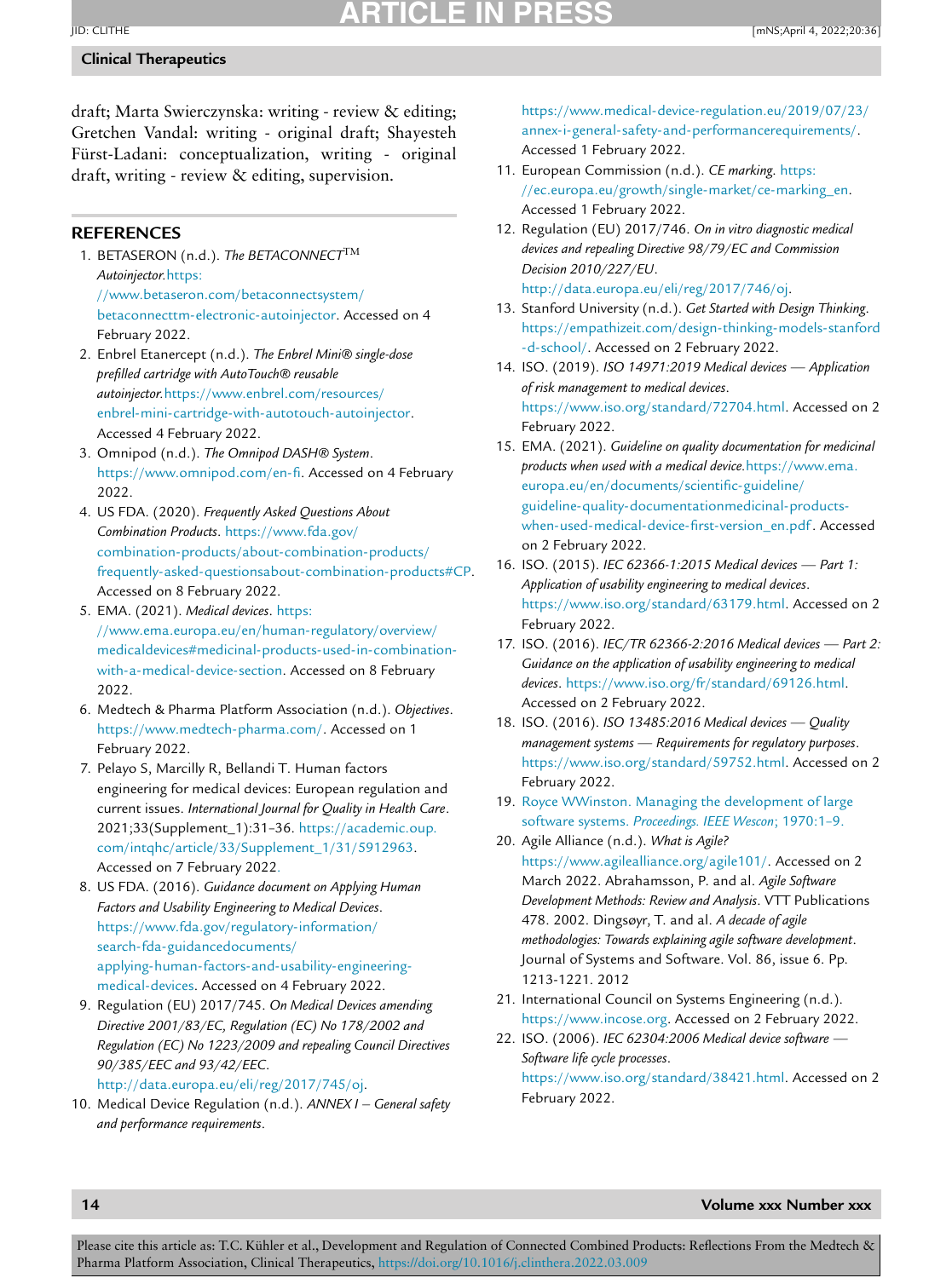draft; Marta Swierczynska: writing - review & editing; Gretchen Vandal: writing - original draft; Shayesteh Fürst-Ladani: conceptualization, writing - original draft, writing - review & editing, supervision.

## REFERENCES

1. BETASERON (n.d.). *The BETACONNECT™ Autoinjector.* https://www.betaseron.com/betaconnectsystem/betaconnecttm-electronic-autoinjector. Accessed on 4 February 2022.
2. Enbrel Etanercept (n.d.). *The Enbrel Mini® single-dose prefilled cartridge with AutoTouch® reusable autoinjector.* https://www.enbrel.com/resources/enbrel-mini-cartridge-with-autotouch-autoinjector. Accessed 4 February 2022.
3. Omnipod (n.d.). *The Omnipod DASH® System*. https://www.omnipod.com/en-fi. Accessed on 4 February 2022.
4. US FDA. (2020). *Frequently Asked Questions About Combination Products*. https://www.fda.gov/combination-products/about-combination-products/frequently-asked-questionsabout-combination-products#CP. Accessed on 8 February 2022.
5. EMA. (2021). *Medical devices*. https://www.ema.europa.eu/en/human-regulatory/overview/medicaldevices#medicinal-products-used-in-combination-with-a-medical-device-section. Accessed on 8 February 2022.
6. Medtech & Pharma Platform Association (n.d.). *Objectives*. https://www.medtech-pharma.com/. Accessed on 1 February 2022.
7. Pelayo S, Marcilly R, Bellandi T. Human factors engineering for medical devices: European regulation and current issues. *International Journal for Quality in Health Care*. 2021;33(Supplement_1):31–36. https://academic.oup.com/intqhc/article/33/Supplement_1/31/5912963. Accessed on 7 February 2022.
8. US FDA. (2016). *Guidance document on Applying Human Factors and Usability Engineering to Medical Devices*. https://www.fda.gov/regulatory-information/search-fda-guidancedocuments/applying-human-factors-and-usability-engineering-medical-devices. Accessed on 4 February 2022.
9. Regulation (EU) 2017/745. *On Medical Devices amending Directive 2001/83/EC, Regulation (EC) No 178/2002 and Regulation (EC) No 1223/2009 and repealing Council Directives 90/385/EEC and 93/42/EEC*. http://data.europa.eu/eli/reg/2017/745/oj.
10. Medical Device Regulation (n.d.). *ANNEX I – General safety and performance requirements*. https://www.medical-device-regulation.eu/2019/07/23/annex-i-general-safety-and-performancerequirements/. Accessed 1 February 2022.
11. European Commission (n.d.). *CE marking*. https://ec.europa.eu/growth/single-market/ce-marking_en. Accessed 1 February 2022.
12. Regulation (EU) 2017/746. *On in vitro diagnostic medical devices and repealing Directive 98/79/EC and Commission Decision 2010/227/EU*. http://data.europa.eu/eli/reg/2017/746/oj.
13. Stanford University (n.d.). *Get Started with Design Thinking*. https://empathizeit.com/design-thinking-models-stanford-d-school/. Accessed on 2 February 2022.
14. ISO. (2019). *ISO 14971:2019 Medical devices — Application of risk management to medical devices*. https://www.iso.org/standard/72704.html. Accessed on 2 February 2022.
15. EMA. (2021). *Guideline on quality documentation for medicinal products when used with a medical device.* https://www.ema.europa.eu/en/documents/scientific-guideline/guideline-quality-documentationmedicinal-products-when-used-medical-device-first-version_en.pdf. Accessed on 2 February 2022.
16. ISO. (2015). *IEC 62366-1:2015 Medical devices — Part 1: Application of usability engineering to medical devices*. https://www.iso.org/standard/63179.html. Accessed on 2 February 2022.
17. ISO. (2016). *IEC/TR 62366-2:2016 Medical devices — Part 2: Guidance on the application of usability engineering to medical devices*. https://www.iso.org/fr/standard/69126.html. Accessed on 2 February 2022.
18. ISO. (2016). *ISO 13485:2016 Medical devices — Quality management systems — Requirements for regulatory purposes*. https://www.iso.org/standard/59752.html. Accessed on 2 February 2022.
19. Royce WWinston. Managing the development of large software systems. *Proceedings. IEEE Wescon*; 1970:1–9.
20. Agile Alliance (n.d.). *What is Agile?* https://www.agilealliance.org/agile101/. Accessed on 2 March 2022. Abrahamsson, P. and al. *Agile Software Development Methods: Review and Analysis*. VTT Publications 478. 2002. Dingsøyr, T. and al. *A decade of agile methodologies: Towards explaining agile software development*. Journal of Systems and Software. Vol. 86, issue 6. Pp. 1213-1221. 2012
21. International Council on Systems Engineering (n.d.). https://www.incose.org. Accessed on 2 February 2022.
22. ISO. (2006). *IEC 62304:2006 Medical device software — Software life cycle processes*. https://www.iso.org/standard/38421.html. Accessed on 2 February 2022.

Please cite this article as: T.C. Kühler et al., Development and Regulation of Connected Combined Products: Reflections From the Medtech & Pharma Platform Association, Clinical Therapeutics, https://doi.org/10.1016/j.clinthera.2022.03.009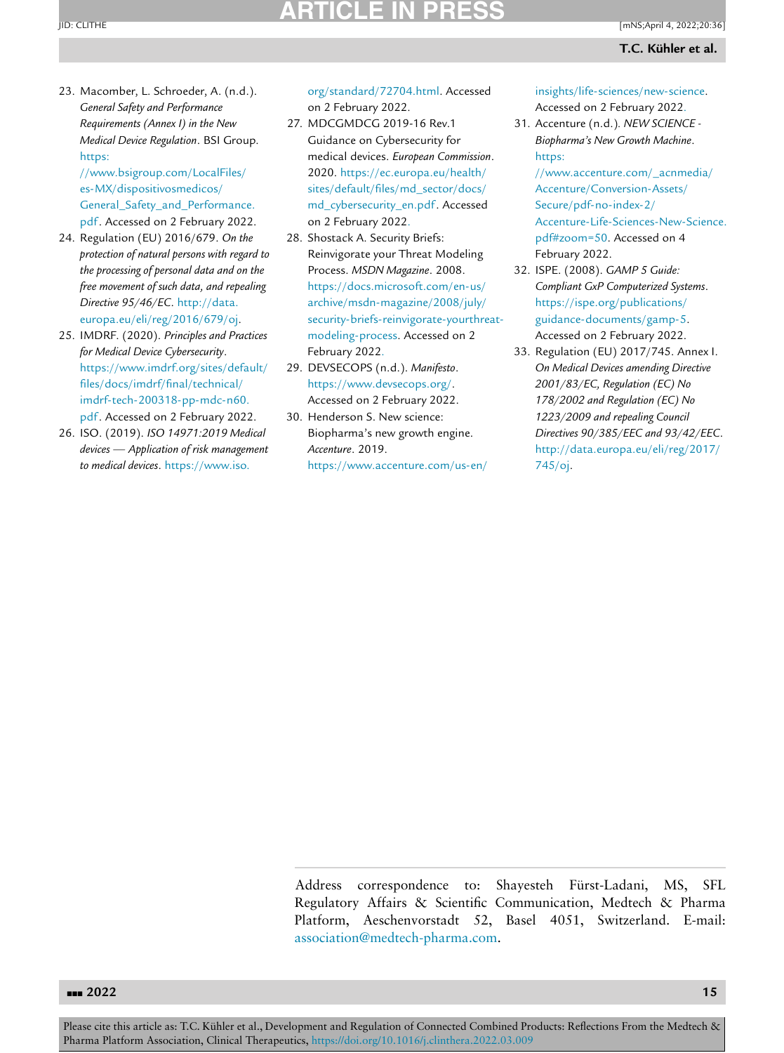23. Macomber, L. Schroeder, A. (n.d.). *General Safety and Performance Requirements (Annex I) in the New Medical Device Regulation*. BSI Group. https://www.bsigroup.com/LocalFiles/es-MX/dispositivosmedicos/General_Safety_and_Performance.pdf. Accessed on 2 February 2022.
24. Regulation (EU) 2016/679. *On the protection of natural persons with regard to the processing of personal data and on the free movement of such data, and repealing Directive 95/46/EC*. http://data.europa.eu/eli/reg/2016/679/oj.
25. IMDRF. (2020). *Principles and Practices for Medical Device Cybersecurity*. https://www.imdrf.org/sites/default/files/docs/imdrf/final/technical/imdrf-tech-200318-pp-mdc-n60.pdf. Accessed on 2 February 2022.
26. ISO. (2019). *ISO 14971:2019 Medical devices — Application of risk management to medical devices*. https://www.iso.org/standard/72704.html. Accessed on 2 February 2022.
27. MDCGMDCG 2019-16 Rev.1 Guidance on Cybersecurity for medical devices. *European Commission*. 2020. https://ec.europa.eu/health/sites/default/files/md_sector/docs/md_cybersecurity_en.pdf. Accessed on 2 February 2022.
28. Shostack A. Security Briefs: Reinvigorate your Threat Modeling Process. *MSDN Magazine*. 2008. https://docs.microsoft.com/en-us/archive/msdn-magazine/2008/july/security-briefs-reinvigorate-yourthreat-modeling-process. Accessed on 2 February 2022.
29. DEVSECOPS (n.d.). *Manifesto*. https://www.devsecops.org/. Accessed on 2 February 2022.
30. Henderson S. New science: Biopharma's new growth engine. *Accenture*. 2019. https://www.accenture.com/us-en/insights/life-sciences/new-science. Accessed on 2 February 2022.
31. Accenture (n.d.). *NEW SCIENCE - Biopharma's New Growth Machine*. https://www.accenture.com/_acnmedia/Accenture/Conversion-Assets/Secure/pdf-no-index-2/Accenture-Life-Sciences-New-Science.pdf#zoom=50. Accessed on 4 February 2022.
32. ISPE. (2008). *GAMP 5 Guide: Compliant GxP Computerized Systems*. https://ispe.org/publications/guidance-documents/gamp-5. Accessed on 2 February 2022.
33. Regulation (EU) 2017/745. Annex I. *On Medical Devices amending Directive 2001/83/EC, Regulation (EC) No 178/2002 and Regulation (EC) No 1223/2009 and repealing Council Directives 90/385/EEC and 93/42/EEC*. http://data.europa.eu/eli/reg/2017/745/oj.

Address correspondence to: Shayesteh Fürst-Ladani, MS, SFL Regulatory Affairs & Scientific Communication, Medtech & Pharma Platform, Aeschenvorstadt 52, Basel 4051, Switzerland. E-mail: association@medtech-pharma.com.

Please cite this article as: T.C. Kühler et al., Development and Regulation of Connected Combined Products: Reflections From the Medtech & Pharma Platform Association, Clinical Therapeutics, https://doi.org/10.1016/j.clinthera.2022.03.009